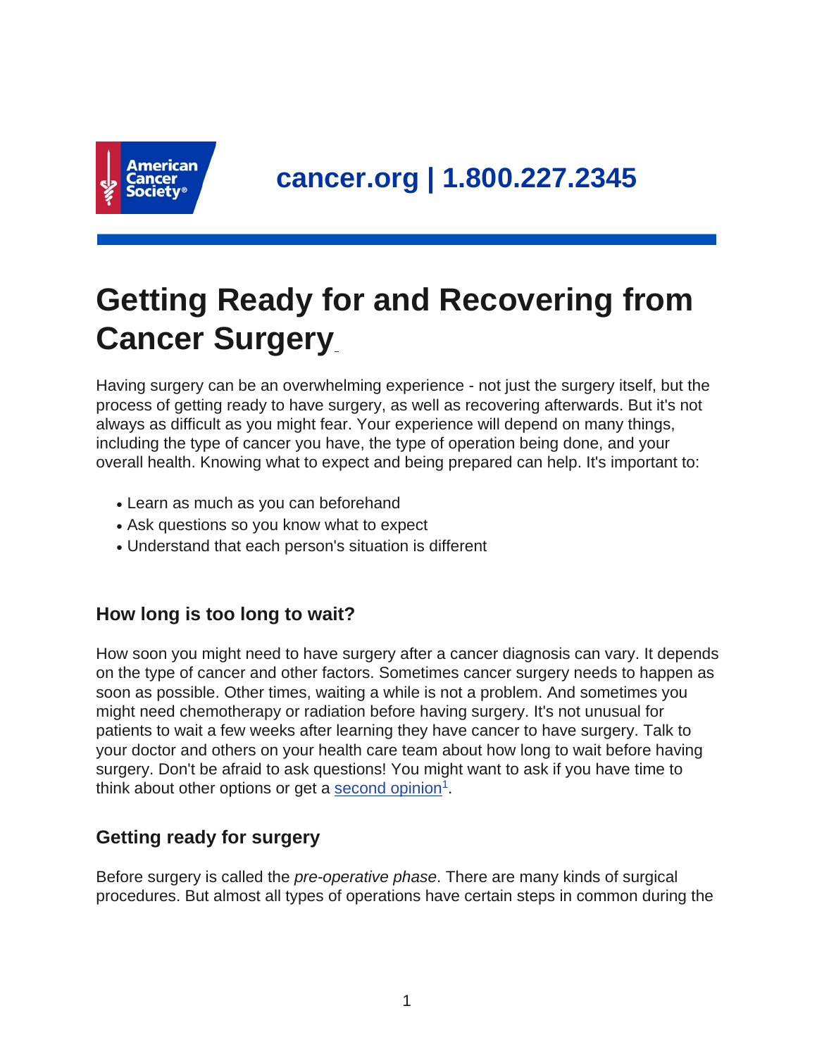cancer.org | 1.800.227.2345

# Getting Ready for and Recovering from Cancer Surgery

Having surgery can be an overwhelming experience - not just the surgery itself, but the process of getting ready to have surgery, as well as recovering afterwards. But it's not always as difficult as you might fear. Your experience will depend on many things, including the type of cancer you have, the type of operation being done, and your overall health. Knowing what to expect and being prepared can help. It's important to:

- Learn as much as you can beforehand
- Ask questions so you know what to expect
- Understand that each person's situation is different

## How long is too long to wait?

How soon you might need to have surgery after a cancer diagnosis can vary. It depends on the type of cancer and other factors. Sometimes cancer surgery needs to happen as soon as possible. Other times, waiting a while is not a problem. And sometimes you might need chemotherapy or radiation before having surgery. It's not unusual for patients to wait a few weeks after learning they have cancer to have surgery. Talk to your doctor and others on your health care team about how long to wait before having surgery. Don't be afraid to ask questions! You might want to ask if you have time to think about other options or get a second opinion[1].

## Getting ready for surgery

Before surgery is called the *pre-operative phase*. There are many kinds of surgical procedures. But almost all types of operations have certain steps in common during the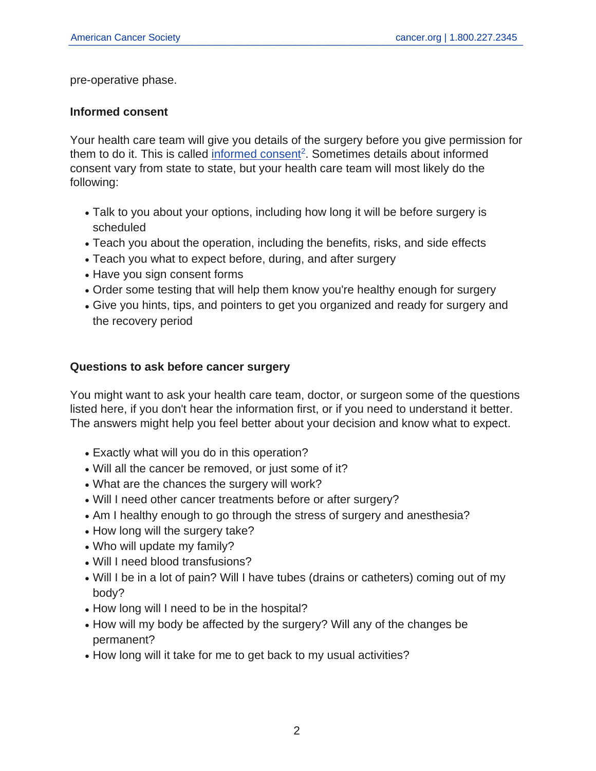pre-operative phase.

### Informed consent

Your health care team will give you details of the surgery before you give permission for them to do it. This is called informed consent[2]. Sometimes details about informed consent vary from state to state, but your health care team will most likely do the following:

- Talk to you about your options, including how long it will be before surgery is scheduled
- Teach you about the operation, including the benefits, risks, and side effects
- Teach you what to expect before, during, and after surgery
- Have you sign consent forms
- Order some testing that will help them know you're healthy enough for surgery
- Give you hints, tips, and pointers to get you organized and ready for surgery and the recovery period

### Questions to ask before cancer surgery

You might want to ask your health care team, doctor, or surgeon some of the questions listed here, if you don't hear the information first, or if you need to understand it better. The answers might help you feel better about your decision and know what to expect.

- Exactly what will you do in this operation?
- Will all the cancer be removed, or just some of it?
- What are the chances the surgery will work?
- Will I need other cancer treatments before or after surgery?
- Am I healthy enough to go through the stress of surgery and anesthesia?
- How long will the surgery take?
- Who will update my family?
- Will I need blood transfusions?
- Will I be in a lot of pain? Will I have tubes (drains or catheters) coming out of my body?
- How long will I need to be in the hospital?
- How will my body be affected by the surgery? Will any of the changes be permanent?
- How long will it take for me to get back to my usual activities?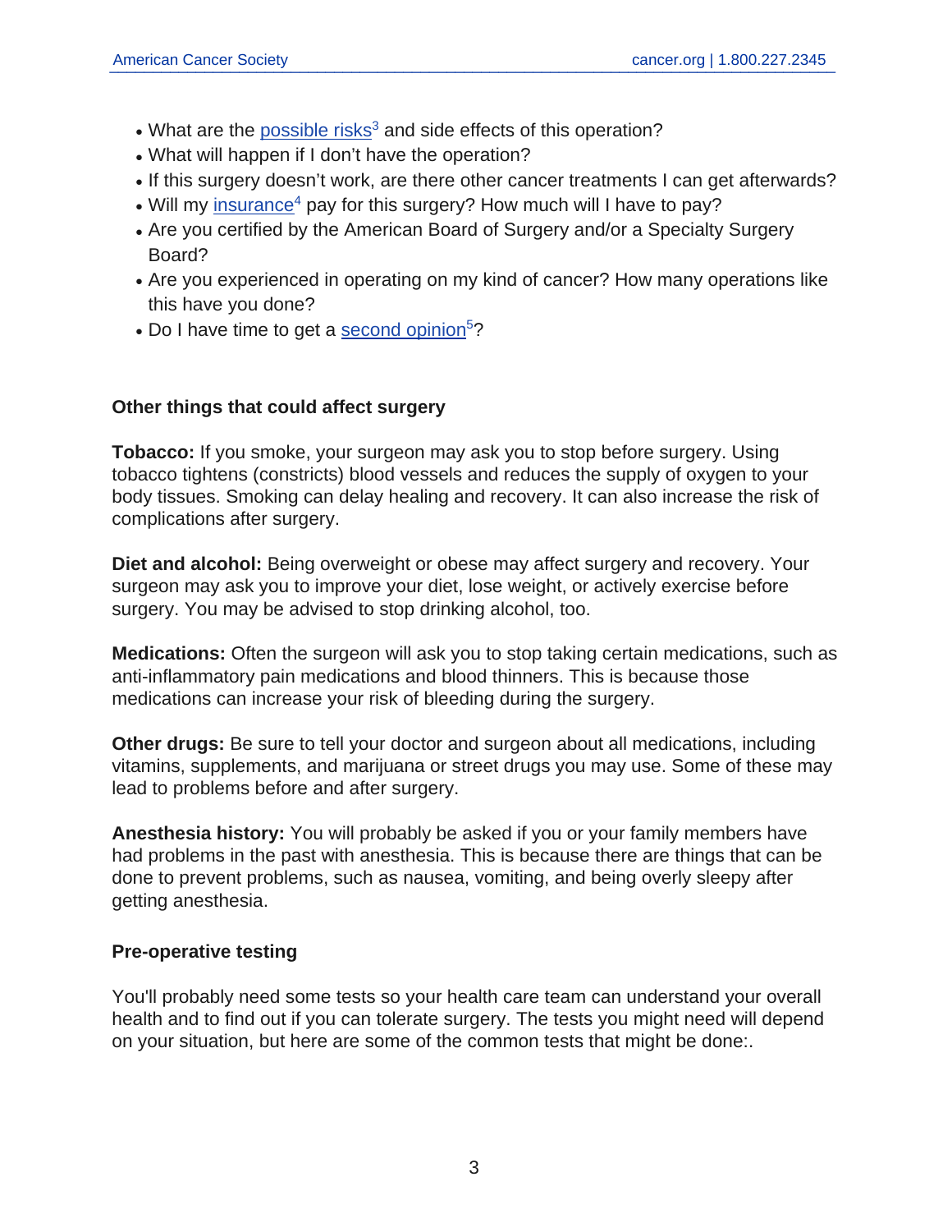- What are the possible risks[3] and side effects of this operation?
- What will happen if I don't have the operation?
- If this surgery doesn't work, are there other cancer treatments I can get afterwards?
- Will my insurance[4] pay for this surgery? How much will I have to pay?
- Are you certified by the American Board of Surgery and/or a Specialty Surgery Board?
- Are you experienced in operating on my kind of cancer? How many operations like this have you done?
- Do I have time to get a second opinion[5]?

### Other things that could affect surgery

**Tobacco:** If you smoke, your surgeon may ask you to stop before surgery. Using tobacco tightens (constricts) blood vessels and reduces the supply of oxygen to your body tissues. Smoking can delay healing and recovery. It can also increase the risk of complications after surgery.

**Diet and alcohol:** Being overweight or obese may affect surgery and recovery. Your surgeon may ask you to improve your diet, lose weight, or actively exercise before surgery. You may be advised to stop drinking alcohol, too.

**Medications:** Often the surgeon will ask you to stop taking certain medications, such as anti-inflammatory pain medications and blood thinners. This is because those medications can increase your risk of bleeding during the surgery.

**Other drugs:** Be sure to tell your doctor and surgeon about all medications, including vitamins, supplements, and marijuana or street drugs you may use. Some of these may lead to problems before and after surgery.

**Anesthesia history:** You will probably be asked if you or your family members have had problems in the past with anesthesia. This is because there are things that can be done to prevent problems, such as nausea, vomiting, and being overly sleepy after getting anesthesia.

### Pre-operative testing

You'll probably need some tests so your health care team can understand your overall health and to find out if you can tolerate surgery. The tests you might need will depend on your situation, but here are some of the common tests that might be done:.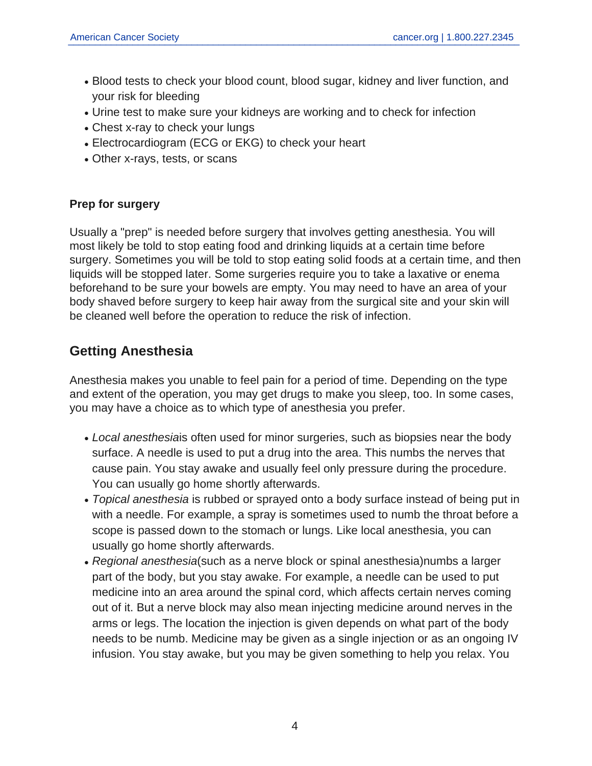- Blood tests to check your blood count, blood sugar, kidney and liver function, and your risk for bleeding
- Urine test to make sure your kidneys are working and to check for infection
- Chest x-ray to check your lungs
- Electrocardiogram (ECG or EKG) to check your heart
- Other x-rays, tests, or scans

### Prep for surgery

Usually a "prep" is needed before surgery that involves getting anesthesia. You will most likely be told to stop eating food and drinking liquids at a certain time before surgery. Sometimes you will be told to stop eating solid foods at a certain time, and then liquids will be stopped later. Some surgeries require you to take a laxative or enema beforehand to be sure your bowels are empty. You may need to have an area of your body shaved before surgery to keep hair away from the surgical site and your skin will be cleaned well before the operation to reduce the risk of infection.

## Getting Anesthesia

Anesthesia makes you unable to feel pain for a period of time. Depending on the type and extent of the operation, you may get drugs to make you sleep, too. In some cases, you may have a choice as to which type of anesthesia you prefer.

- *Local anesthesia*is often used for minor surgeries, such as biopsies near the body surface. A needle is used to put a drug into the area. This numbs the nerves that cause pain. You stay awake and usually feel only pressure during the procedure. You can usually go home shortly afterwards.
- *Topical anesthesia* is rubbed or sprayed onto a body surface instead of being put in with a needle. For example, a spray is sometimes used to numb the throat before a scope is passed down to the stomach or lungs. Like local anesthesia, you can usually go home shortly afterwards.
- *Regional anesthesia*(such as a nerve block or spinal anesthesia)numbs a larger part of the body, but you stay awake. For example, a needle can be used to put medicine into an area around the spinal cord, which affects certain nerves coming out of it. But a nerve block may also mean injecting medicine around nerves in the arms or legs. The location the injection is given depends on what part of the body needs to be numb. Medicine may be given as a single injection or as an ongoing IV infusion. You stay awake, but you may be given something to help you relax. You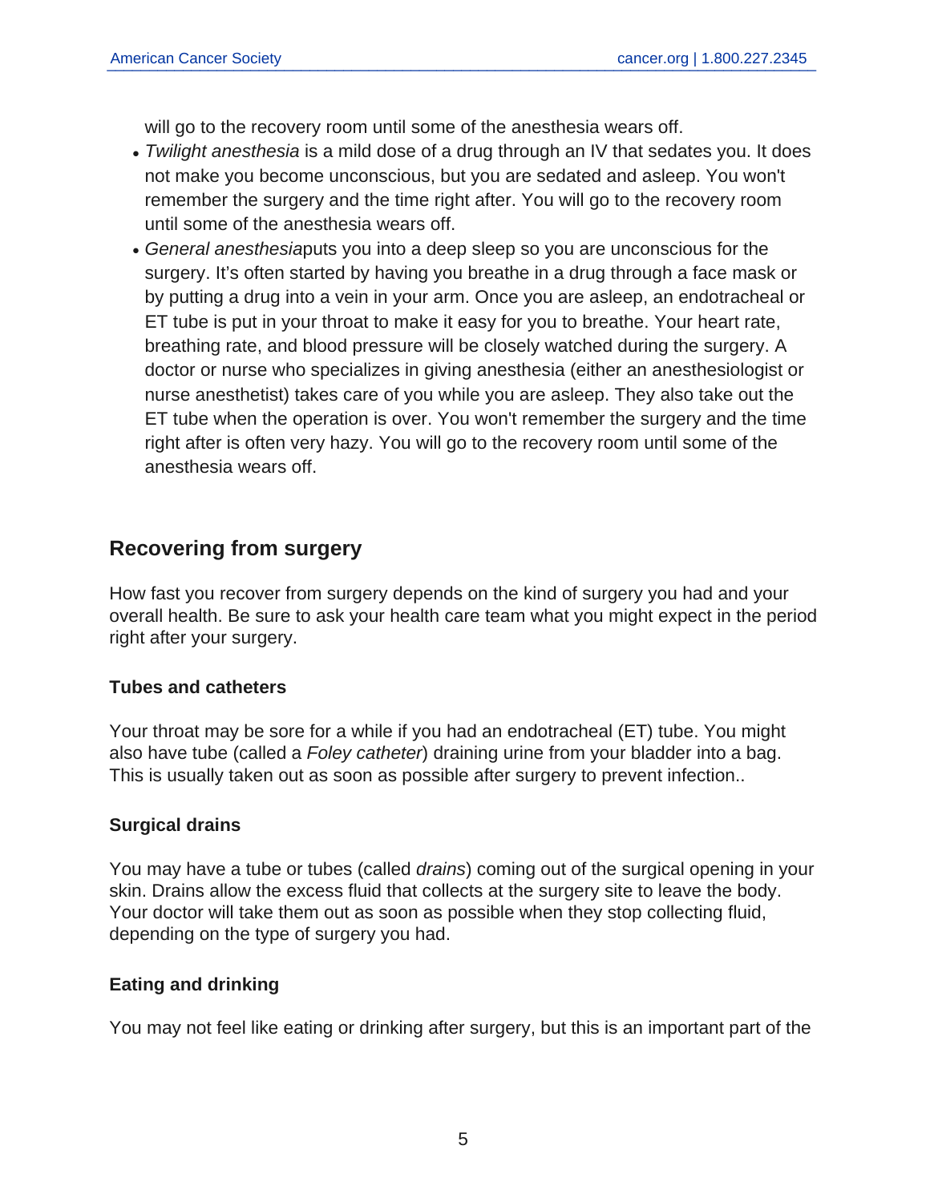will go to the recovery room until some of the anesthesia wears off.

- *Twilight anesthesia* is a mild dose of a drug through an IV that sedates you. It does not make you become unconscious, but you are sedated and asleep. You won't remember the surgery and the time right after. You will go to the recovery room until some of the anesthesia wears off.
- *General anesthesia*puts you into a deep sleep so you are unconscious for the surgery. It's often started by having you breathe in a drug through a face mask or by putting a drug into a vein in your arm. Once you are asleep, an endotracheal or ET tube is put in your throat to make it easy for you to breathe. Your heart rate, breathing rate, and blood pressure will be closely watched during the surgery. A doctor or nurse who specializes in giving anesthesia (either an anesthesiologist or nurse anesthetist) takes care of you while you are asleep. They also take out the ET tube when the operation is over. You won't remember the surgery and the time right after is often very hazy. You will go to the recovery room until some of the anesthesia wears off.

## Recovering from surgery

How fast you recover from surgery depends on the kind of surgery you had and your overall health. Be sure to ask your health care team what you might expect in the period right after your surgery.

### Tubes and catheters

Your throat may be sore for a while if you had an endotracheal (ET) tube. You might also have tube (called a *Foley catheter*) draining urine from your bladder into a bag. This is usually taken out as soon as possible after surgery to prevent infection..

### Surgical drains

You may have a tube or tubes (called *drains*) coming out of the surgical opening in your skin. Drains allow the excess fluid that collects at the surgery site to leave the body. Your doctor will take them out as soon as possible when they stop collecting fluid, depending on the type of surgery you had.

### Eating and drinking

You may not feel like eating or drinking after surgery, but this is an important part of the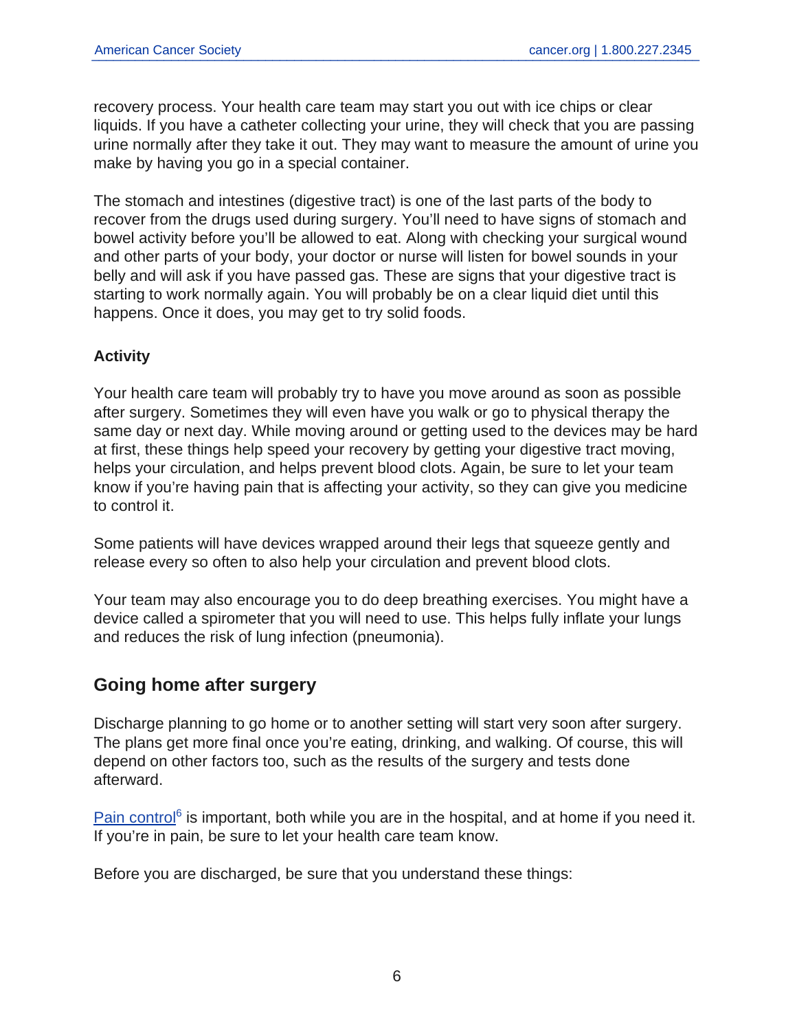recovery process. Your health care team may start you out with ice chips or clear liquids. If you have a catheter collecting your urine, they will check that you are passing urine normally after they take it out. They may want to measure the amount of urine you make by having you go in a special container.

The stomach and intestines (digestive tract) is one of the last parts of the body to recover from the drugs used during surgery. You'll need to have signs of stomach and bowel activity before you'll be allowed to eat. Along with checking your surgical wound and other parts of your body, your doctor or nurse will listen for bowel sounds in your belly and will ask if you have passed gas. These are signs that your digestive tract is starting to work normally again. You will probably be on a clear liquid diet until this happens. Once it does, you may get to try solid foods.

**Activity**

Your health care team will probably try to have you move around as soon as possible after surgery. Sometimes they will even have you walk or go to physical therapy the same day or next day. While moving around or getting used to the devices may be hard at first, these things help speed your recovery by getting your digestive tract moving, helps your circulation, and helps prevent blood clots. Again, be sure to let your team know if you're having pain that is affecting your activity, so they can give you medicine to control it.

Some patients will have devices wrapped around their legs that squeeze gently and release every so often to also help your circulation and prevent blood clots.

Your team may also encourage you to do deep breathing exercises. You might have a device called a spirometer that you will need to use. This helps fully inflate your lungs and reduces the risk of lung infection (pneumonia).

## Going home after surgery

Discharge planning to go home or to another setting will start very soon after surgery. The plans get more final once you're eating, drinking, and walking. Of course, this will depend on other factors too, such as the results of the surgery and tests done afterward.

Pain control[6] is important, both while you are in the hospital, and at home if you need it. If you're in pain, be sure to let your health care team know.

Before you are discharged, be sure that you understand these things: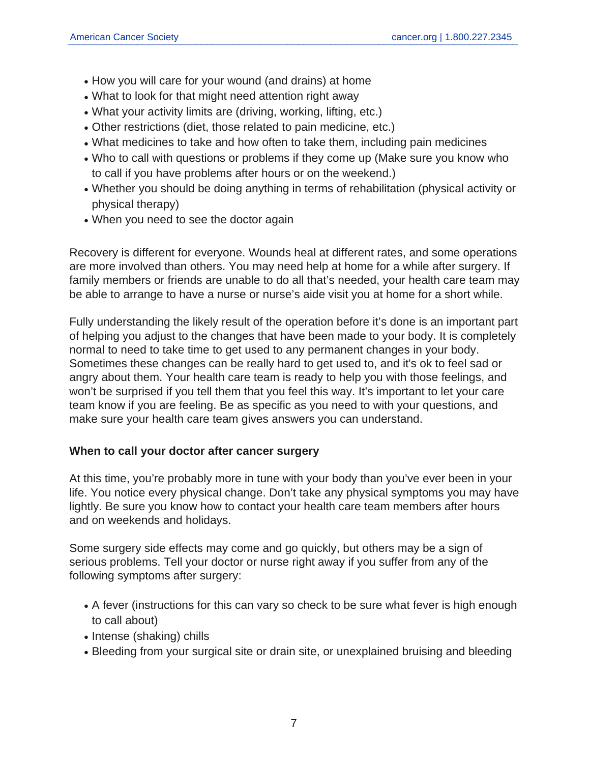- How you will care for your wound (and drains) at home
- What to look for that might need attention right away
- What your activity limits are (driving, working, lifting, etc.)
- Other restrictions (diet, those related to pain medicine, etc.)
- What medicines to take and how often to take them, including pain medicines
- Who to call with questions or problems if they come up (Make sure you know who to call if you have problems after hours or on the weekend.)
- Whether you should be doing anything in terms of rehabilitation (physical activity or physical therapy)
- When you need to see the doctor again

Recovery is different for everyone. Wounds heal at different rates, and some operations are more involved than others. You may need help at home for a while after surgery. If family members or friends are unable to do all that's needed, your health care team may be able to arrange to have a nurse or nurse's aide visit you at home for a short while.

Fully understanding the likely result of the operation before it's done is an important part of helping you adjust to the changes that have been made to your body. It is completely normal to need to take time to get used to any permanent changes in your body. Sometimes these changes can be really hard to get used to, and it's ok to feel sad or angry about them. Your health care team is ready to help you with those feelings, and won't be surprised if you tell them that you feel this way. It's important to let your care team know if you are feeling. Be as specific as you need to with your questions, and make sure your health care team gives answers you can understand.

### When to call your doctor after cancer surgery

At this time, you're probably more in tune with your body than you've ever been in your life. You notice every physical change. Don't take any physical symptoms you may have lightly. Be sure you know how to contact your health care team members after hours and on weekends and holidays.

Some surgery side effects may come and go quickly, but others may be a sign of serious problems. Tell your doctor or nurse right away if you suffer from any of the following symptoms after surgery:

- A fever (instructions for this can vary so check to be sure what fever is high enough to call about)
- Intense (shaking) chills
- Bleeding from your surgical site or drain site, or unexplained bruising and bleeding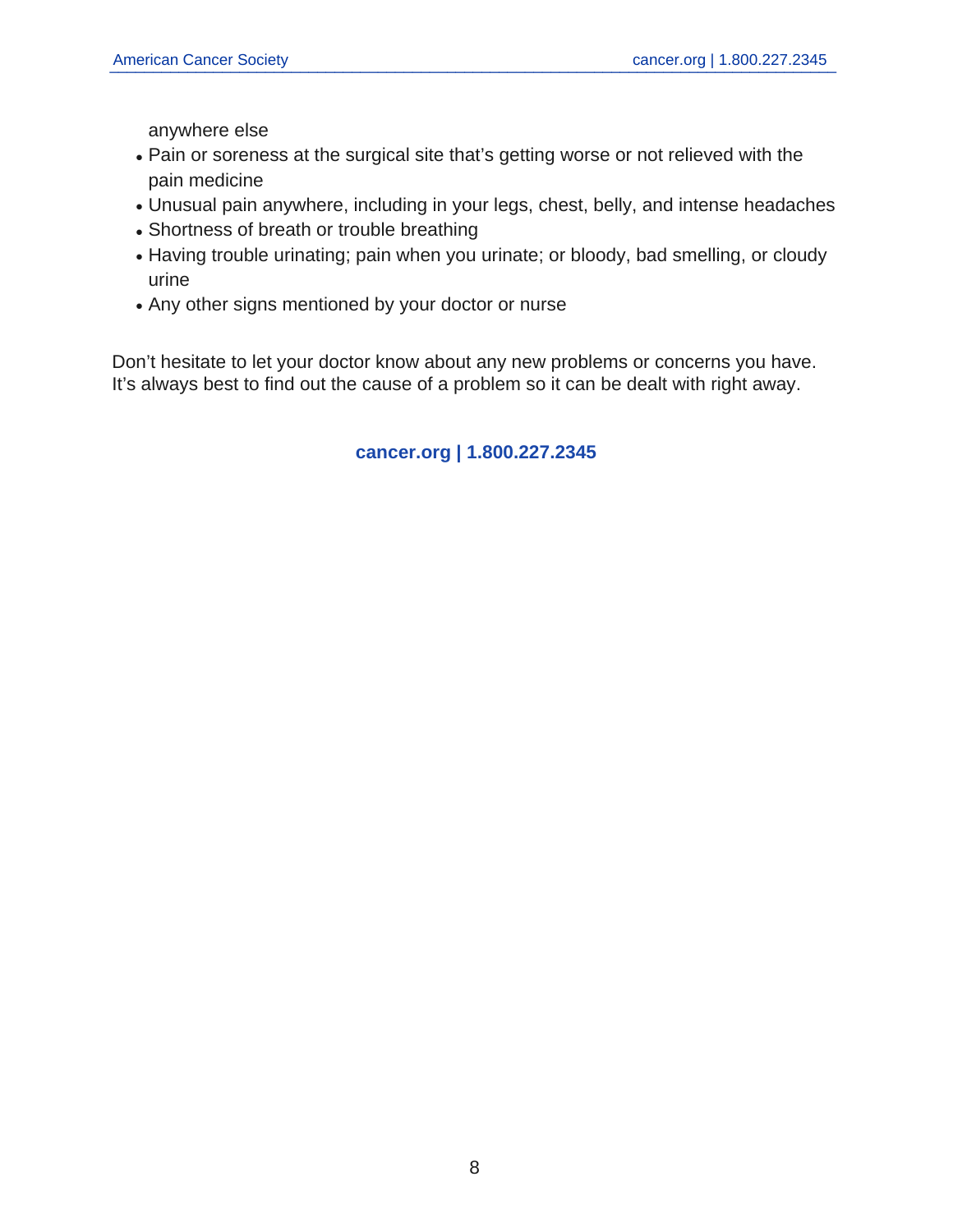anywhere else

- Pain or soreness at the surgical site that's getting worse or not relieved with the pain medicine
- Unusual pain anywhere, including in your legs, chest, belly, and intense headaches
- Shortness of breath or trouble breathing
- Having trouble urinating; pain when you urinate; or bloody, bad smelling, or cloudy urine
- Any other signs mentioned by your doctor or nurse

Don't hesitate to let your doctor know about any new problems or concerns you have. It's always best to find out the cause of a problem so it can be dealt with right away.

**cancer.org | 1.800.227.2345**